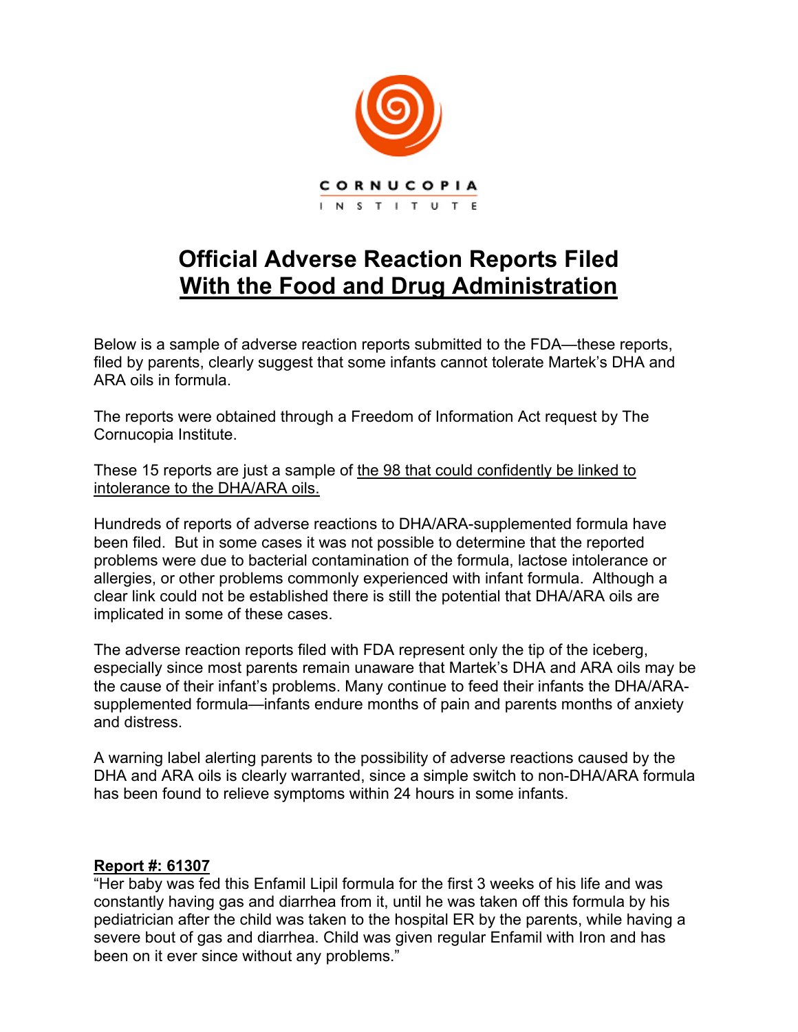CORNUCOPIA INSTITUTE

# Official Adverse Reaction Reports Filed With the Food and Drug Administration

Below is a sample of adverse reaction reports submitted to the FDA—these reports, filed by parents, clearly suggest that some infants cannot tolerate Martek's DHA and ARA oils in formula.

The reports were obtained through a Freedom of Information Act request by The Cornucopia Institute.

These 15 reports are just a sample of the 98 that could confidently be linked to intolerance to the DHA/ARA oils.

Hundreds of reports of adverse reactions to DHA/ARA-supplemented formula have been filed. But in some cases it was not possible to determine that the reported problems were due to bacterial contamination of the formula, lactose intolerance or allergies, or other problems commonly experienced with infant formula. Although a clear link could not be established there is still the potential that DHA/ARA oils are implicated in some of these cases.

The adverse reaction reports filed with FDA represent only the tip of the iceberg, especially since most parents remain unaware that Martek's DHA and ARA oils may be the cause of their infant's problems. Many continue to feed their infants the DHA/ARA-supplemented formula—infants endure months of pain and parents months of anxiety and distress.

A warning label alerting parents to the possibility of adverse reactions caused by the DHA and ARA oils is clearly warranted, since a simple switch to non-DHA/ARA formula has been found to relieve symptoms within 24 hours in some infants.

**Report #: 61307**

"Her baby was fed this Enfamil Lipil formula for the first 3 weeks of his life and was constantly having gas and diarrhea from it, until he was taken off this formula by his pediatrician after the child was taken to the hospital ER by the parents, while having a severe bout of gas and diarrhea. Child was given regular Enfamil with Iron and has been on it ever since without any problems."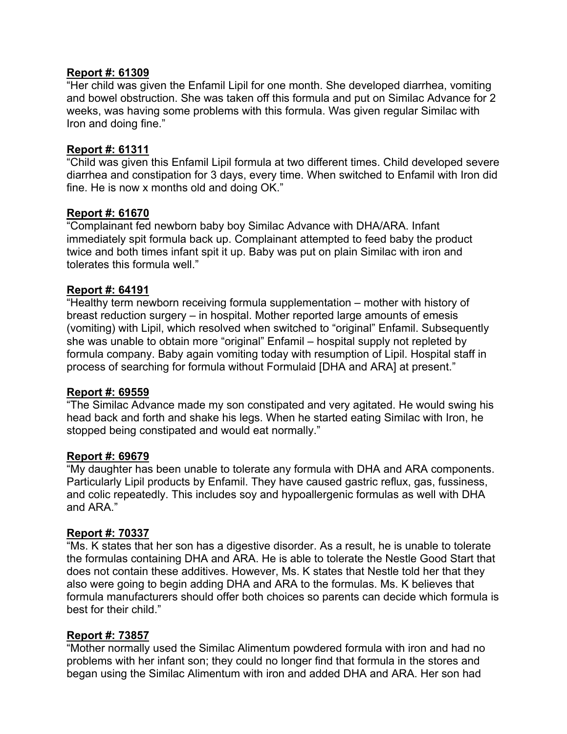**Report #: 61309**

"Her child was given the Enfamil Lipil for one month. She developed diarrhea, vomiting and bowel obstruction. She was taken off this formula and put on Similac Advance for 2 weeks, was having some problems with this formula. Was given regular Similac with Iron and doing fine."

**Report #: 61311**

"Child was given this Enfamil Lipil formula at two different times. Child developed severe diarrhea and constipation for 3 days, every time. When switched to Enfamil with Iron did fine. He is now x months old and doing OK."

**Report #: 61670**

"Complainant fed newborn baby boy Similac Advance with DHA/ARA. Infant immediately spit formula back up. Complainant attempted to feed baby the product twice and both times infant spit it up. Baby was put on plain Similac with iron and tolerates this formula well."

**Report #: 64191**

"Healthy term newborn receiving formula supplementation – mother with history of breast reduction surgery – in hospital. Mother reported large amounts of emesis (vomiting) with Lipil, which resolved when switched to "original" Enfamil. Subsequently she was unable to obtain more "original" Enfamil – hospital supply not repleted by formula company. Baby again vomiting today with resumption of Lipil. Hospital staff in process of searching for formula without Formulaid [DHA and ARA] at present."

**Report #: 69559**

"The Similac Advance made my son constipated and very agitated. He would swing his head back and forth and shake his legs. When he started eating Similac with Iron, he stopped being constipated and would eat normally."

**Report #: 69679**

"My daughter has been unable to tolerate any formula with DHA and ARA components. Particularly Lipil products by Enfamil. They have caused gastric reflux, gas, fussiness, and colic repeatedly. This includes soy and hypoallergenic formulas as well with DHA and ARA."

**Report #: 70337**

"Ms. K states that her son has a digestive disorder. As a result, he is unable to tolerate the formulas containing DHA and ARA. He is able to tolerate the Nestle Good Start that does not contain these additives. However, Ms. K states that Nestle told her that they also were going to begin adding DHA and ARA to the formulas. Ms. K believes that formula manufacturers should offer both choices so parents can decide which formula is best for their child."

**Report #: 73857**

"Mother normally used the Similac Alimentum powdered formula with iron and had no problems with her infant son; they could no longer find that formula in the stores and began using the Similac Alimentum with iron and added DHA and ARA. Her son had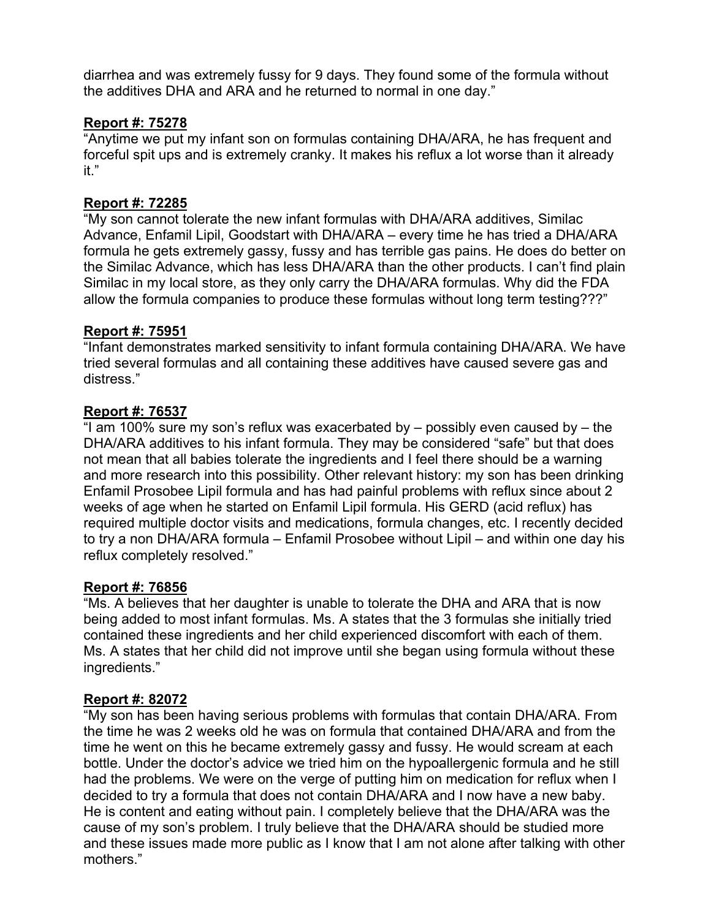diarrhea and was extremely fussy for 9 days. They found some of the formula without the additives DHA and ARA and he returned to normal in one day."

**Report #: 75278**

"Anytime we put my infant son on formulas containing DHA/ARA, he has frequent and forceful spit ups and is extremely cranky. It makes his reflux a lot worse than it already it."

**Report #: 72285**

"My son cannot tolerate the new infant formulas with DHA/ARA additives, Similac Advance, Enfamil Lipil, Goodstart with DHA/ARA – every time he has tried a DHA/ARA formula he gets extremely gassy, fussy and has terrible gas pains. He does do better on the Similac Advance, which has less DHA/ARA than the other products. I can't find plain Similac in my local store, as they only carry the DHA/ARA formulas. Why did the FDA allow the formula companies to produce these formulas without long term testing???"

**Report #: 75951**

"Infant demonstrates marked sensitivity to infant formula containing DHA/ARA. We have tried several formulas and all containing these additives have caused severe gas and distress."

**Report #: 76537**

"I am 100% sure my son's reflux was exacerbated by – possibly even caused by – the DHA/ARA additives to his infant formula. They may be considered "safe" but that does not mean that all babies tolerate the ingredients and I feel there should be a warning and more research into this possibility. Other relevant history: my son has been drinking Enfamil Prosobee Lipil formula and has had painful problems with reflux since about 2 weeks of age when he started on Enfamil Lipil formula. His GERD (acid reflux) has required multiple doctor visits and medications, formula changes, etc. I recently decided to try a non DHA/ARA formula – Enfamil Prosobee without Lipil – and within one day his reflux completely resolved."

**Report #: 76856**

"Ms. A believes that her daughter is unable to tolerate the DHA and ARA that is now being added to most infant formulas. Ms. A states that the 3 formulas she initially tried contained these ingredients and her child experienced discomfort with each of them. Ms. A states that her child did not improve until she began using formula without these ingredients."

**Report #: 82072**

"My son has been having serious problems with formulas that contain DHA/ARA. From the time he was 2 weeks old he was on formula that contained DHA/ARA and from the time he went on this he became extremely gassy and fussy. He would scream at each bottle. Under the doctor's advice we tried him on the hypoallergenic formula and he still had the problems. We were on the verge of putting him on medication for reflux when I decided to try a formula that does not contain DHA/ARA and I now have a new baby. He is content and eating without pain. I completely believe that the DHA/ARA was the cause of my son's problem. I truly believe that the DHA/ARA should be studied more and these issues made more public as I know that I am not alone after talking with other mothers."